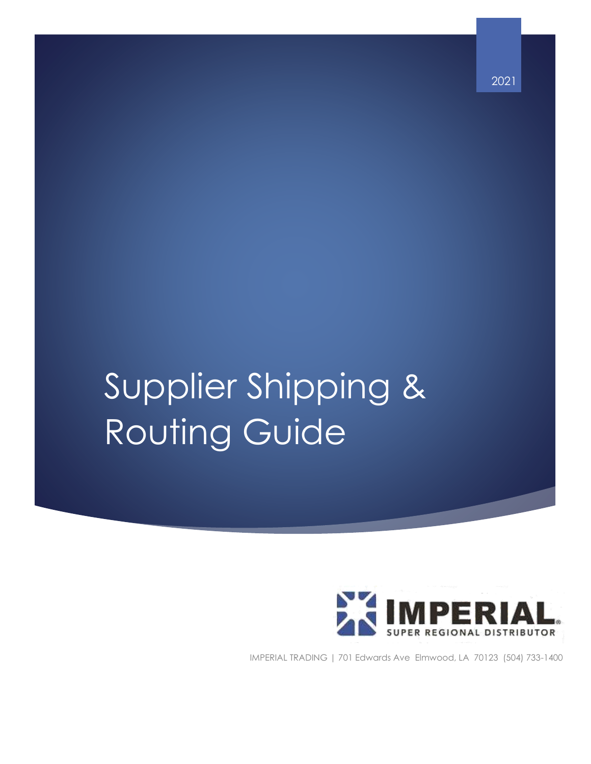2021

# Supplier Shipping & Routing Guide

IMPERIAL
SUPER REGIONAL DISTRIBUTOR

IMPERIAL TRADING | 701 Edwards Ave Elmwood, LA 70123 (504) 733-1400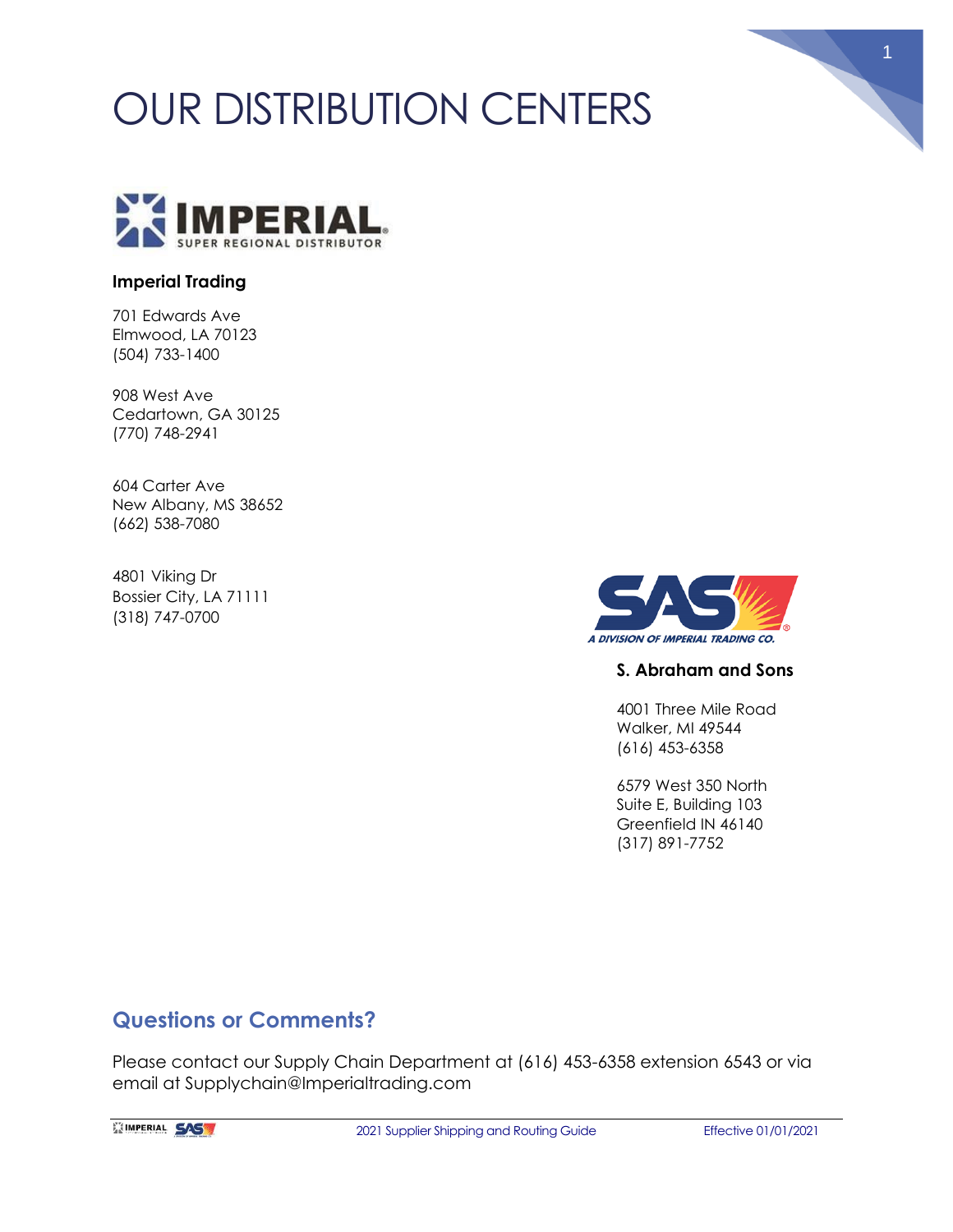# OUR DISTRIBUTION CENTERS

**Imperial Trading**

701 Edwards Ave
Elmwood, LA 70123
(504) 733-1400

908 West Ave
Cedartown, GA 30125
(770) 748-2941

604 Carter Ave
New Albany, MS 38652
(662) 538-7080

4801 Viking Dr
Bossier City, LA 71111
(318) 747-0700

**S. Abraham and Sons**

4001 Three Mile Road
Walker, MI 49544
(616) 453-6358

6579 West 350 North
Suite E, Building 103
Greenfield IN 46140
(317) 891-7752

## Questions or Comments?

Please contact our Supply Chain Department at (616) 453-6358 extension 6543 or via email at Supplychain@Imperialtrading.com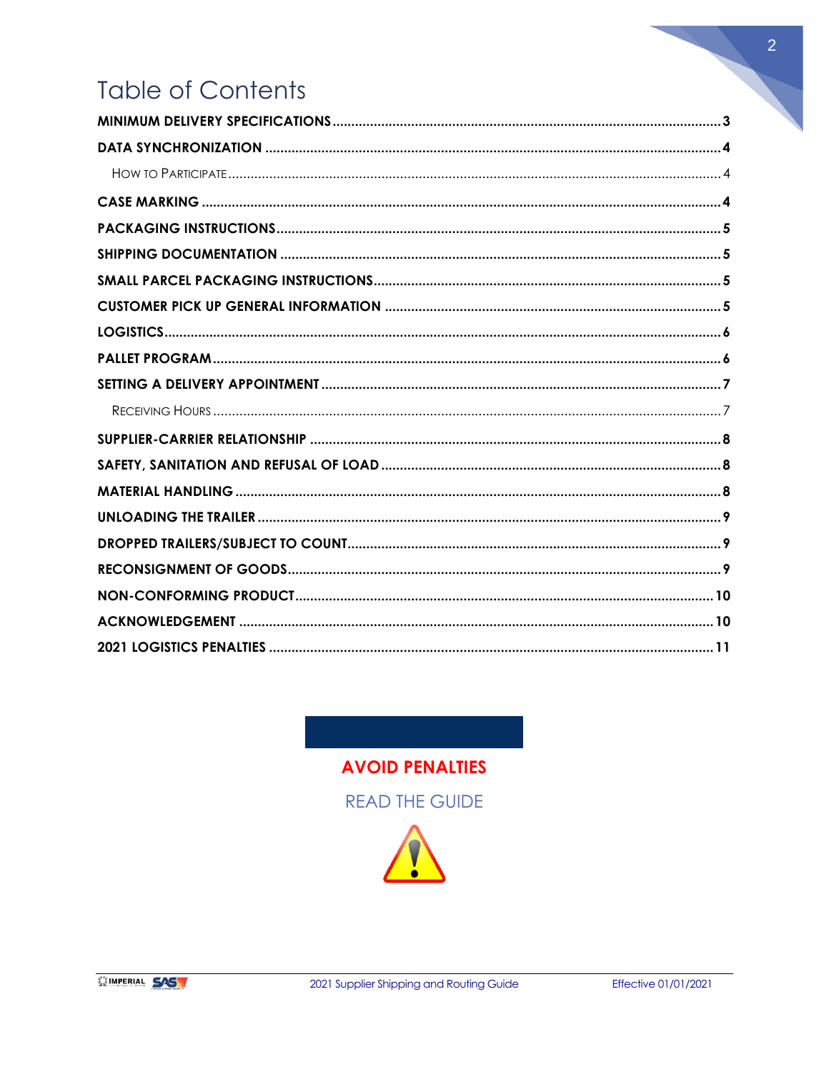# Table of Contents

| | |
|---|---|
| **MINIMUM DELIVERY SPECIFICATIONS** | **3** |
| **DATA SYNCHRONIZATION** | **4** |
| How to Participate | 4 |
| **CASE MARKING** | **4** |
| **PACKAGING INSTRUCTIONS** | **5** |
| **SHIPPING DOCUMENTATION** | **5** |
| **SMALL PARCEL PACKAGING INSTRUCTIONS** | **5** |
| **CUSTOMER PICK UP GENERAL INFORMATION** | **5** |
| **LOGISTICS** | **6** |
| **PALLET PROGRAM** | **6** |
| **SETTING A DELIVERY APPOINTMENT** | **7** |
| Receiving Hours | 7 |
| **SUPPLIER-CARRIER RELATIONSHIP** | **8** |
| **SAFETY, SANITATION AND REFUSAL OF LOAD** | **8** |
| **MATERIAL HANDLING** | **8** |
| **UNLOADING THE TRAILER** | **9** |
| **DROPPED TRAILERS/SUBJECT TO COUNT** | **9** |
| **RECONSIGNMENT OF GOODS** | **9** |
| **NON-CONFORMING PRODUCT** | **10** |
| **ACKNOWLEDGEMENT** | **10** |
| **2021 LOGISTICS PENALTIES** | **11** |

**AVOID PENALTIES**

READ THE GUIDE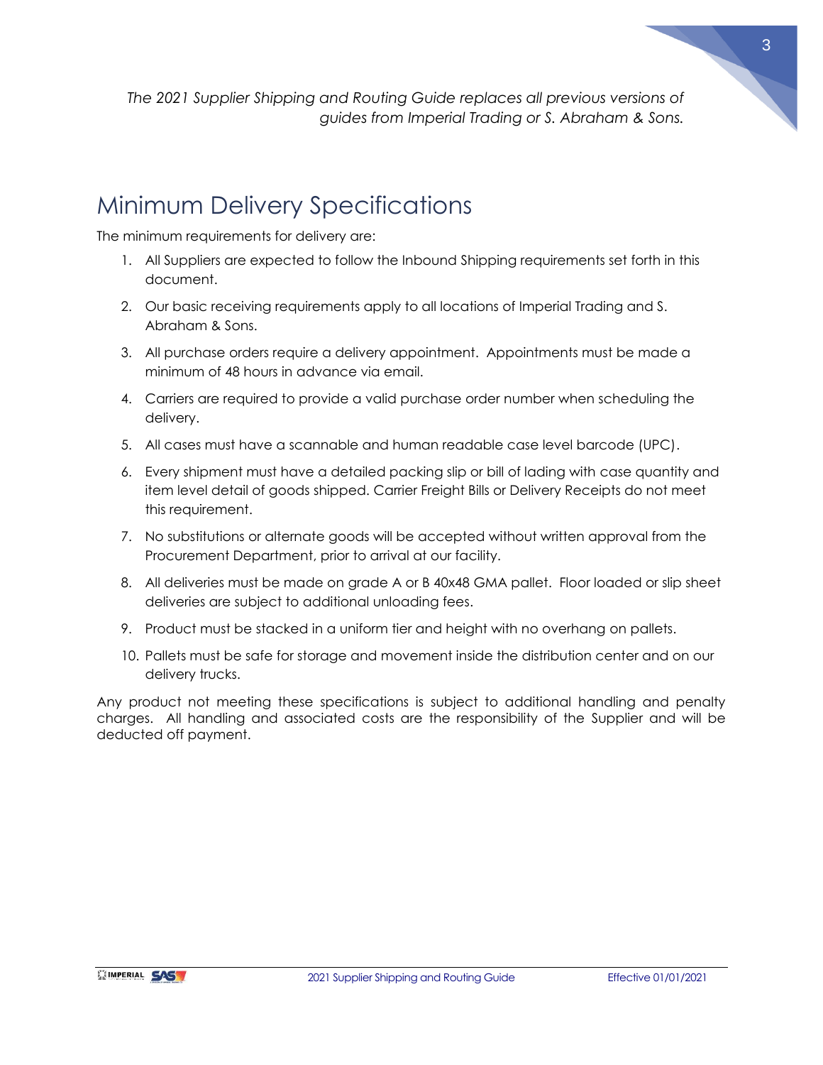*The 2021 Supplier Shipping and Routing Guide replaces all previous versions of guides from Imperial Trading or S. Abraham & Sons.*

# Minimum Delivery Specifications

The minimum requirements for delivery are:

1. All Suppliers are expected to follow the Inbound Shipping requirements set forth in this document.
2. Our basic receiving requirements apply to all locations of Imperial Trading and S. Abraham & Sons.
3. All purchase orders require a delivery appointment. Appointments must be made a minimum of 48 hours in advance via email.
4. Carriers are required to provide a valid purchase order number when scheduling the delivery.
5. All cases must have a scannable and human readable case level barcode (UPC).
6. Every shipment must have a detailed packing slip or bill of lading with case quantity and item level detail of goods shipped. Carrier Freight Bills or Delivery Receipts do not meet this requirement.
7. No substitutions or alternate goods will be accepted without written approval from the Procurement Department, prior to arrival at our facility.
8. All deliveries must be made on grade A or B 40x48 GMA pallet. Floor loaded or slip sheet deliveries are subject to additional unloading fees.
9. Product must be stacked in a uniform tier and height with no overhang on pallets.
10. Pallets must be safe for storage and movement inside the distribution center and on our delivery trucks.

Any product not meeting these specifications is subject to additional handling and penalty charges. All handling and associated costs are the responsibility of the Supplier and will be deducted off payment.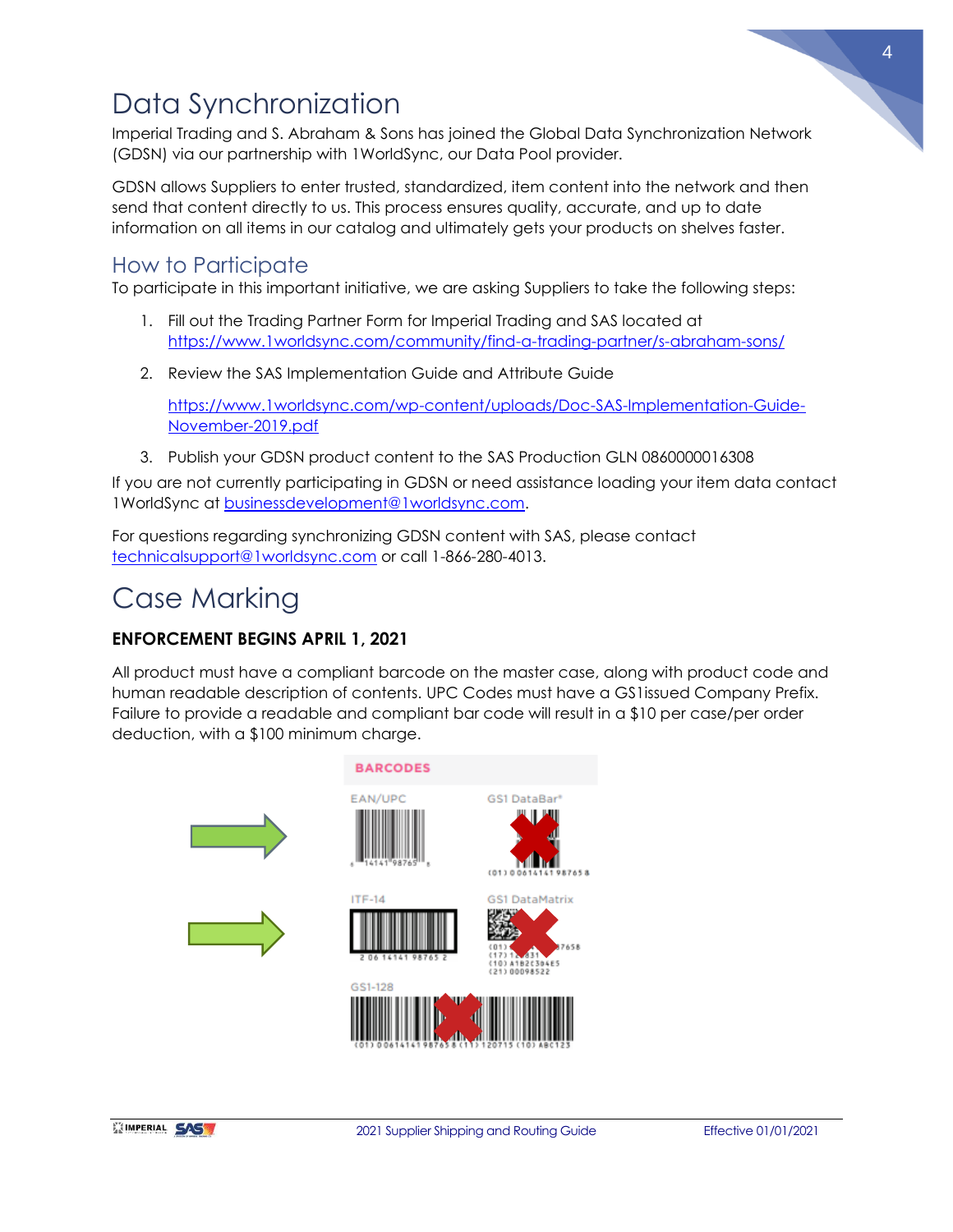# Data Synchronization

Imperial Trading and S. Abraham & Sons has joined the Global Data Synchronization Network (GDSN) via our partnership with 1WorldSync, our Data Pool provider.

GDSN allows Suppliers to enter trusted, standardized, item content into the network and then send that content directly to us. This process ensures quality, accurate, and up to date information on all items in our catalog and ultimately gets your products on shelves faster.

## How to Participate

To participate in this important initiative, we are asking Suppliers to take the following steps:

1. Fill out the Trading Partner Form for Imperial Trading and SAS located at https://www.1worldsync.com/community/find-a-trading-partner/s-abraham-sons/
2. Review the SAS Implementation Guide and Attribute Guide

   https://www.1worldsync.com/wp-content/uploads/Doc-SAS-Implementation-Guide-November-2019.pdf
3. Publish your GDSN product content to the SAS Production GLN 0860000016308

If you are not currently participating in GDSN or need assistance loading your item data contact 1WorldSync at businessdevelopment@1worldsync.com.

For questions regarding synchronizing GDSN content with SAS, please contact technicalsupport@1worldsync.com or call 1-866-280-4013.

# Case Marking

**ENFORCEMENT BEGINS APRIL 1, 2021**

All product must have a compliant barcode on the master case, along with product code and human readable description of contents. UPC Codes must have a GS1issued Company Prefix. Failure to provide a readable and compliant bar code will result in a $10 per case/per order deduction, with a $100 minimum charge.

**BARCODES**

EAN/UPC

GS1 DataBar®

ITF-14

GS1 DataMatrix

GS1-128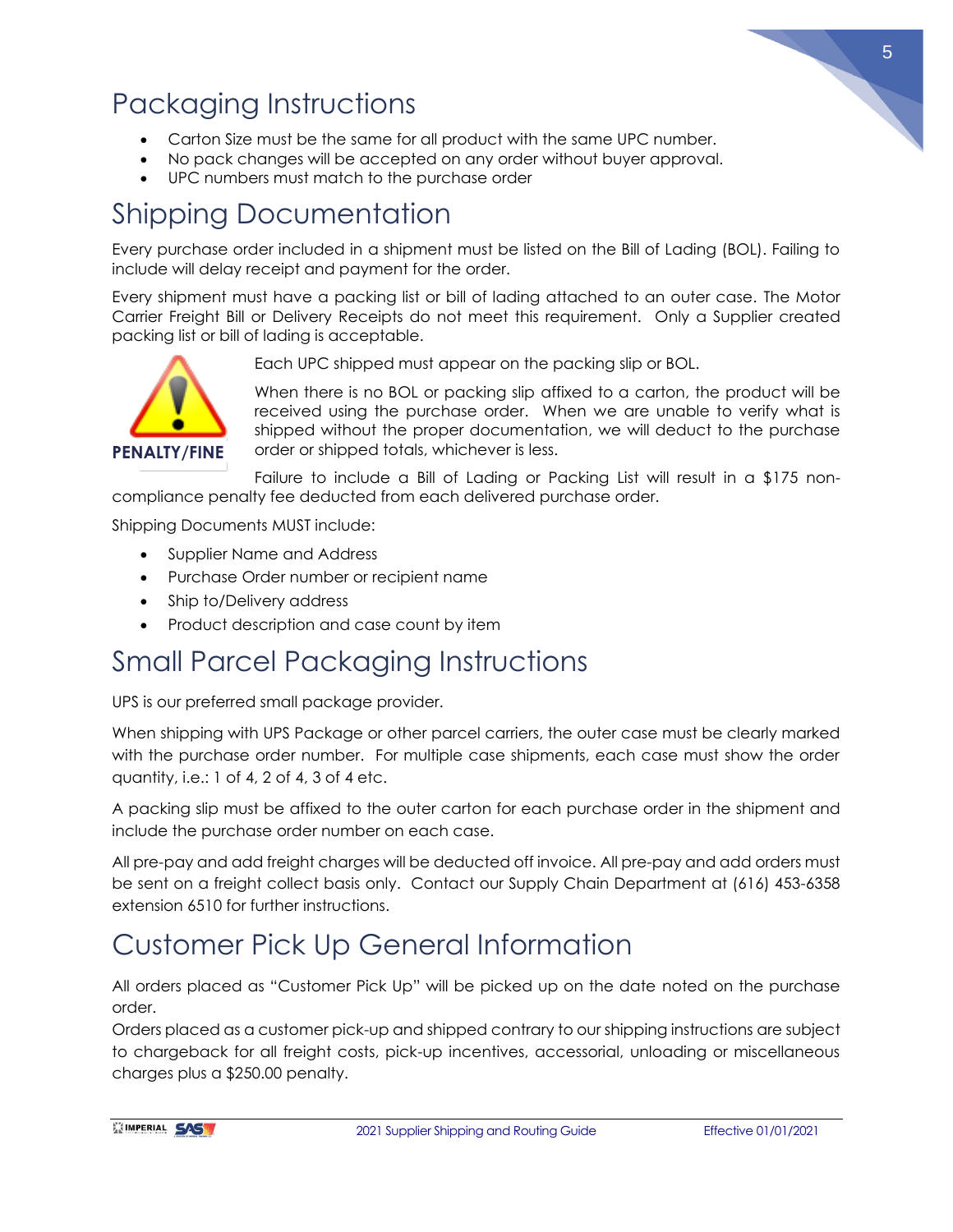# Packaging Instructions

- Carton Size must be the same for all product with the same UPC number.
- No pack changes will be accepted on any order without buyer approval.
- UPC numbers must match to the purchase order

# Shipping Documentation

Every purchase order included in a shipment must be listed on the Bill of Lading (BOL). Failing to include will delay receipt and payment for the order.

Every shipment must have a packing list or bill of lading attached to an outer case. The Motor Carrier Freight Bill or Delivery Receipts do not meet this requirement. Only a Supplier created packing list or bill of lading is acceptable.

**PENALTY/FINE**

Each UPC shipped must appear on the packing slip or BOL.

When there is no BOL or packing slip affixed to a carton, the product will be received using the purchase order. When we are unable to verify what is shipped without the proper documentation, we will deduct to the purchase order or shipped totals, whichever is less.

Failure to include a Bill of Lading or Packing List will result in a $175 non-compliance penalty fee deducted from each delivered purchase order.

Shipping Documents MUST include:

- Supplier Name and Address
- Purchase Order number or recipient name
- Ship to/Delivery address
- Product description and case count by item

# Small Parcel Packaging Instructions

UPS is our preferred small package provider.

When shipping with UPS Package or other parcel carriers, the outer case must be clearly marked with the purchase order number. For multiple case shipments, each case must show the order quantity, i.e.: 1 of 4, 2 of 4, 3 of 4 etc.

A packing slip must be affixed to the outer carton for each purchase order in the shipment and include the purchase order number on each case.

All pre-pay and add freight charges will be deducted off invoice. All pre-pay and add orders must be sent on a freight collect basis only. Contact our Supply Chain Department at (616) 453-6358 extension 6510 for further instructions.

# Customer Pick Up General Information

All orders placed as "Customer Pick Up" will be picked up on the date noted on the purchase order.

Orders placed as a customer pick-up and shipped contrary to our shipping instructions are subject to chargeback for all freight costs, pick-up incentives, accessorial, unloading or miscellaneous charges plus a $250.00 penalty.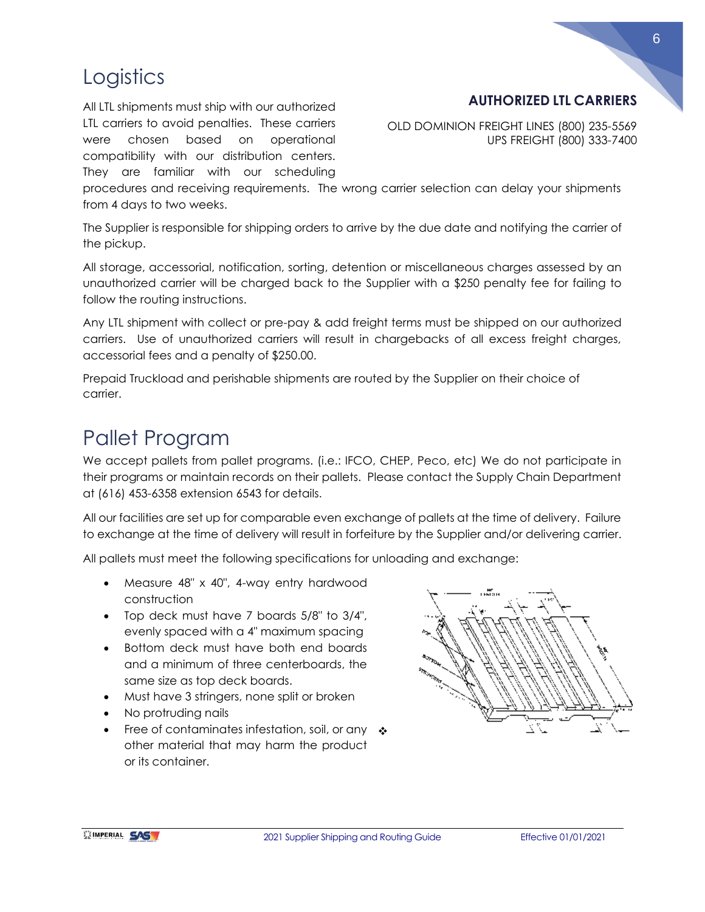# Logistics

All LTL shipments must ship with our authorized LTL carriers to avoid penalties. These carriers were chosen based on operational compatibility with our distribution centers. They are familiar with our scheduling procedures and receiving requirements. The wrong carrier selection can delay your shipments from 4 days to two weeks.

**AUTHORIZED LTL CARRIERS**

OLD DOMINION FREIGHT LINES (800) 235-5569
UPS FREIGHT (800) 333-7400

The Supplier is responsible for shipping orders to arrive by the due date and notifying the carrier of the pickup.

All storage, accessorial, notification, sorting, detention or miscellaneous charges assessed by an unauthorized carrier will be charged back to the Supplier with a $250 penalty fee for failing to follow the routing instructions.

Any LTL shipment with collect or pre-pay & add freight terms must be shipped on our authorized carriers. Use of unauthorized carriers will result in chargebacks of all excess freight charges, accessorial fees and a penalty of $250.00.

Prepaid Truckload and perishable shipments are routed by the Supplier on their choice of carrier.

# Pallet Program

We accept pallets from pallet programs. (i.e.: IFCO, CHEP, Peco, etc) We do not participate in their programs or maintain records on their pallets. Please contact the Supply Chain Department at (616) 453-6358 extension 6543 for details.

All our facilities are set up for comparable even exchange of pallets at the time of delivery. Failure to exchange at the time of delivery will result in forfeiture by the Supplier and/or delivering carrier.

All pallets must meet the following specifications for unloading and exchange:

- Measure 48" x 40", 4-way entry hardwood construction
- Top deck must have 7 boards 5/8" to 3/4", evenly spaced with a 4" maximum spacing
- Bottom deck must have both end boards and a minimum of three centerboards, the same size as top deck boards.
- Must have 3 stringers, none split or broken
- No protruding nails
- Free of contaminates infestation, soil, or any other material that may harm the product or its container.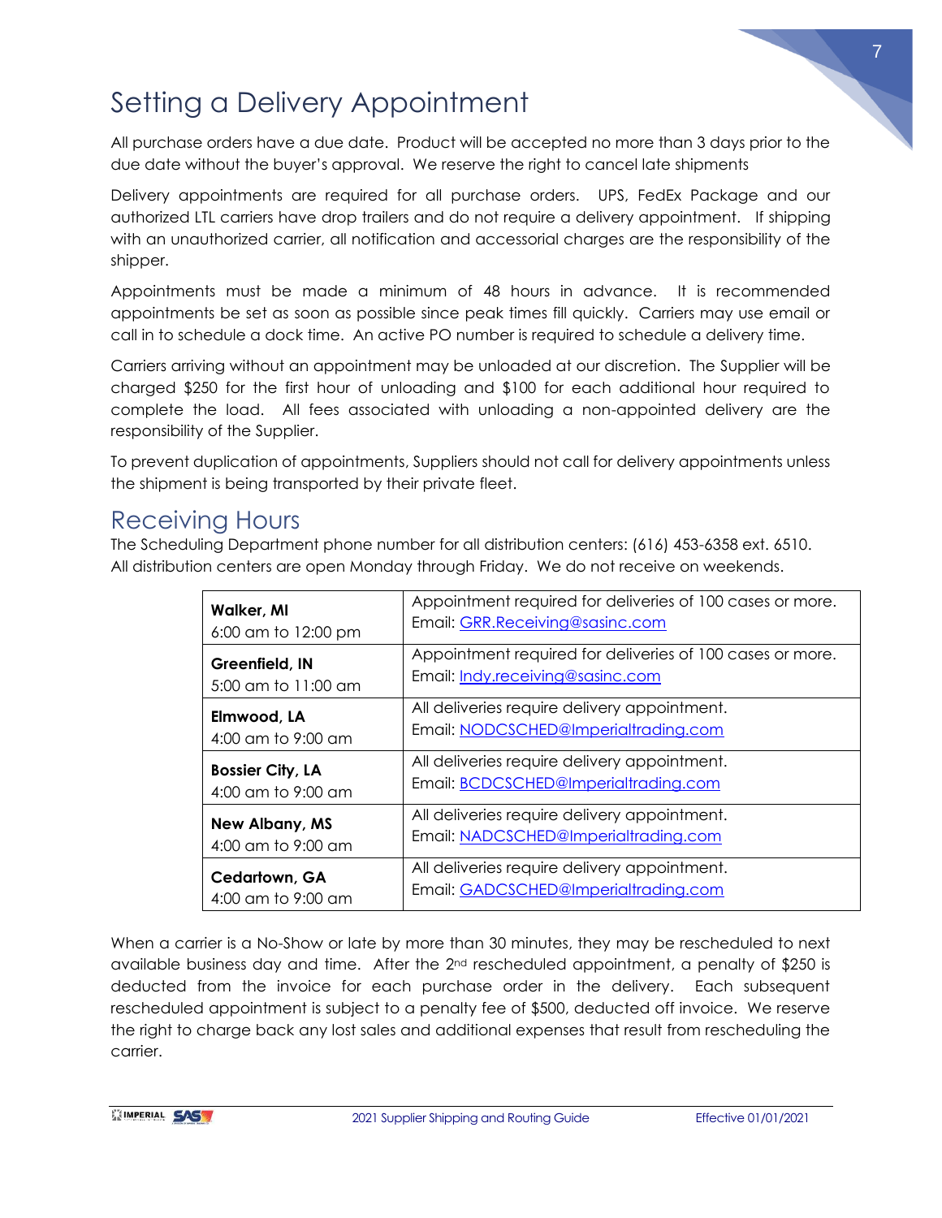# Setting a Delivery Appointment

All purchase orders have a due date. Product will be accepted no more than 3 days prior to the due date without the buyer's approval. We reserve the right to cancel late shipments

Delivery appointments are required for all purchase orders. UPS, FedEx Package and our authorized LTL carriers have drop trailers and do not require a delivery appointment. If shipping with an unauthorized carrier, all notification and accessorial charges are the responsibility of the shipper.

Appointments must be made a minimum of 48 hours in advance. It is recommended appointments be set as soon as possible since peak times fill quickly. Carriers may use email or call in to schedule a dock time. An active PO number is required to schedule a delivery time.

Carriers arriving without an appointment may be unloaded at our discretion. The Supplier will be charged $250 for the first hour of unloading and $100 for each additional hour required to complete the load. All fees associated with unloading a non-appointed delivery are the responsibility of the Supplier.

To prevent duplication of appointments, Suppliers should not call for delivery appointments unless the shipment is being transported by their private fleet.

## Receiving Hours

The Scheduling Department phone number for all distribution centers: (616) 453-6358 ext. 6510. All distribution centers are open Monday through Friday. We do not receive on weekends.

| Location / Hours | Requirements |
|---|---|
| **Walker, MI** 6:00 am to 12:00 pm | Appointment required for deliveries of 100 cases or more. Email: GRR.Receiving@sasinc.com |
| **Greenfield, IN** 5:00 am to 11:00 am | Appointment required for deliveries of 100 cases or more. Email: Indy.receiving@sasinc.com |
| **Elmwood, LA** 4:00 am to 9:00 am | All deliveries require delivery appointment. Email: NODCSCHED@Imperialtrading.com |
| **Bossier City, LA** 4:00 am to 9:00 am | All deliveries require delivery appointment. Email: BCDCSCHED@Imperialtrading.com |
| **New Albany, MS** 4:00 am to 9:00 am | All deliveries require delivery appointment. Email: NADCSCHED@Imperialtrading.com |
| **Cedartown, GA** 4:00 am to 9:00 am | All deliveries require delivery appointment. Email: GADCSCHED@Imperialtrading.com |

When a carrier is a No-Show or late by more than 30 minutes, they may be rescheduled to next available business day and time. After the 2nd rescheduled appointment, a penalty of $250 is deducted from the invoice for each purchase order in the delivery. Each subsequent rescheduled appointment is subject to a penalty fee of $500, deducted off invoice. We reserve the right to charge back any lost sales and additional expenses that result from rescheduling the carrier.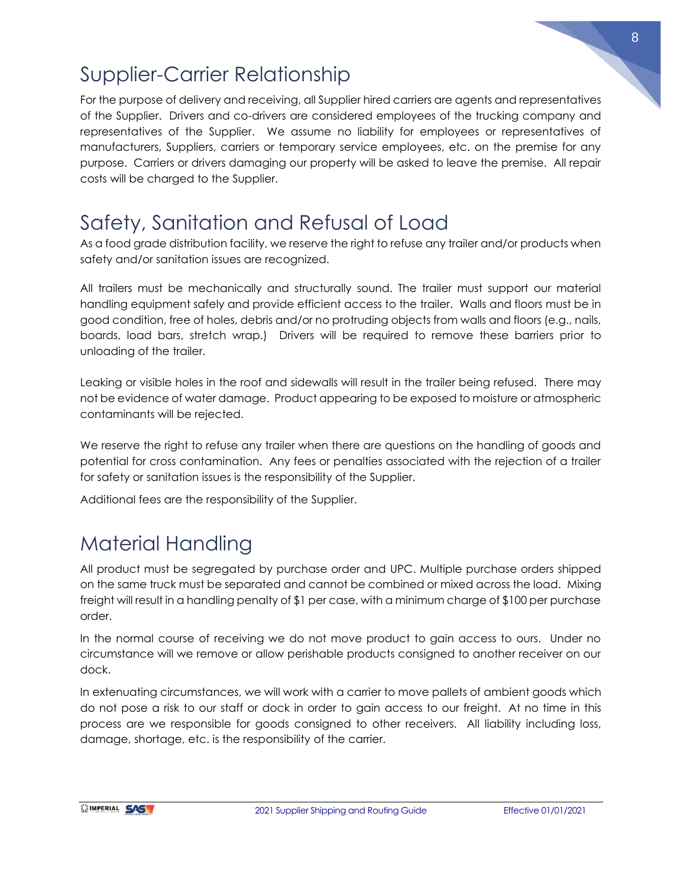## Supplier-Carrier Relationship

For the purpose of delivery and receiving, all Supplier hired carriers are agents and representatives of the Supplier. Drivers and co-drivers are considered employees of the trucking company and representatives of the Supplier. We assume no liability for employees or representatives of manufacturers, Suppliers, carriers or temporary service employees, etc. on the premise for any purpose. Carriers or drivers damaging our property will be asked to leave the premise. All repair costs will be charged to the Supplier.

## Safety, Sanitation and Refusal of Load

As a food grade distribution facility, we reserve the right to refuse any trailer and/or products when safety and/or sanitation issues are recognized.

All trailers must be mechanically and structurally sound. The trailer must support our material handling equipment safely and provide efficient access to the trailer. Walls and floors must be in good condition, free of holes, debris and/or no protruding objects from walls and floors (e.g., nails, boards, load bars, stretch wrap.) Drivers will be required to remove these barriers prior to unloading of the trailer.

Leaking or visible holes in the roof and sidewalls will result in the trailer being refused. There may not be evidence of water damage. Product appearing to be exposed to moisture or atmospheric contaminants will be rejected.

We reserve the right to refuse any trailer when there are questions on the handling of goods and potential for cross contamination. Any fees or penalties associated with the rejection of a trailer for safety or sanitation issues is the responsibility of the Supplier.

Additional fees are the responsibility of the Supplier.

## Material Handling

All product must be segregated by purchase order and UPC. Multiple purchase orders shipped on the same truck must be separated and cannot be combined or mixed across the load. Mixing freight will result in a handling penalty of $1 per case, with a minimum charge of $100 per purchase order.

In the normal course of receiving we do not move product to gain access to ours. Under no circumstance will we remove or allow perishable products consigned to another receiver on our dock.

In extenuating circumstances, we will work with a carrier to move pallets of ambient goods which do not pose a risk to our staff or dock in order to gain access to our freight. At no time in this process are we responsible for goods consigned to other receivers. All liability including loss, damage, shortage, etc. is the responsibility of the carrier.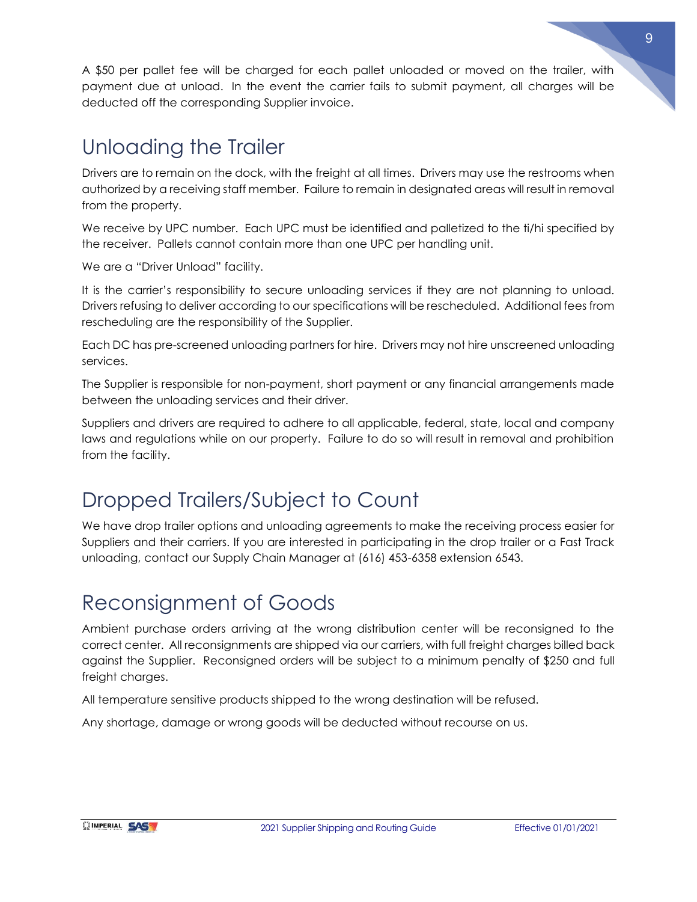A $50 per pallet fee will be charged for each pallet unloaded or moved on the trailer, with payment due at unload. In the event the carrier fails to submit payment, all charges will be deducted off the corresponding Supplier invoice.

## Unloading the Trailer

Drivers are to remain on the dock, with the freight at all times. Drivers may use the restrooms when authorized by a receiving staff member. Failure to remain in designated areas will result in removal from the property.

We receive by UPC number. Each UPC must be identified and palletized to the ti/hi specified by the receiver. Pallets cannot contain more than one UPC per handling unit.

We are a "Driver Unload" facility.

It is the carrier's responsibility to secure unloading services if they are not planning to unload. Drivers refusing to deliver according to our specifications will be rescheduled. Additional fees from rescheduling are the responsibility of the Supplier.

Each DC has pre-screened unloading partners for hire. Drivers may not hire unscreened unloading services.

The Supplier is responsible for non-payment, short payment or any financial arrangements made between the unloading services and their driver.

Suppliers and drivers are required to adhere to all applicable, federal, state, local and company laws and regulations while on our property. Failure to do so will result in removal and prohibition from the facility.

## Dropped Trailers/Subject to Count

We have drop trailer options and unloading agreements to make the receiving process easier for Suppliers and their carriers. If you are interested in participating in the drop trailer or a Fast Track unloading, contact our Supply Chain Manager at (616) 453-6358 extension 6543.

## Reconsignment of Goods

Ambient purchase orders arriving at the wrong distribution center will be reconsigned to the correct center. All reconsignments are shipped via our carriers, with full freight charges billed back against the Supplier. Reconsigned orders will be subject to a minimum penalty of $250 and full freight charges.

All temperature sensitive products shipped to the wrong destination will be refused.

Any shortage, damage or wrong goods will be deducted without recourse on us.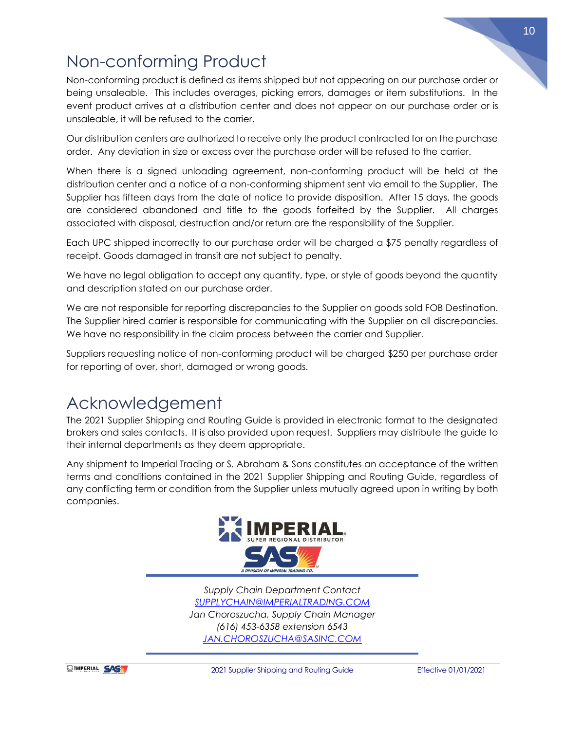# Non-conforming Product

Non-conforming product is defined as items shipped but not appearing on our purchase order or being unsaleable. This includes overages, picking errors, damages or item substitutions. In the event product arrives at a distribution center and does not appear on our purchase order or is unsaleable, it will be refused to the carrier.

Our distribution centers are authorized to receive only the product contracted for on the purchase order. Any deviation in size or excess over the purchase order will be refused to the carrier.

When there is a signed unloading agreement, non-conforming product will be held at the distribution center and a notice of a non-conforming shipment sent via email to the Supplier. The Supplier has fifteen days from the date of notice to provide disposition. After 15 days, the goods are considered abandoned and title to the goods forfeited by the Supplier. All charges associated with disposal, destruction and/or return are the responsibility of the Supplier.

Each UPC shipped incorrectly to our purchase order will be charged a $75 penalty regardless of receipt. Goods damaged in transit are not subject to penalty.

We have no legal obligation to accept any quantity, type, or style of goods beyond the quantity and description stated on our purchase order.

We are not responsible for reporting discrepancies to the Supplier on goods sold FOB Destination. The Supplier hired carrier is responsible for communicating with the Supplier on all discrepancies. We have no responsibility in the claim process between the carrier and Supplier.

Suppliers requesting notice of non-conforming product will be charged $250 per purchase order for reporting of over, short, damaged or wrong goods.

# Acknowledgement

The 2021 Supplier Shipping and Routing Guide is provided in electronic format to the designated brokers and sales contacts. It is also provided upon request. Suppliers may distribute the guide to their internal departments as they deem appropriate.

Any shipment to Imperial Trading or S. Abraham & Sons constitutes an acceptance of the written terms and conditions contained in the 2021 Supplier Shipping and Routing Guide, regardless of any conflicting term or condition from the Supplier unless mutually agreed upon in writing by both companies.

IMPERIAL SUPER REGIONAL DISTRIBUTOR

SAS A DIVISION OF IMPERIAL TRADING CO.

*Supply Chain Department Contact*
*SUPPLYCHAIN@IMPERIALTRADING.COM*
*Jan Choroszucha, Supply Chain Manager*
*(616) 453-6358 extension 6543*
*JAN.CHOROSZUCHA@SASINC.COM*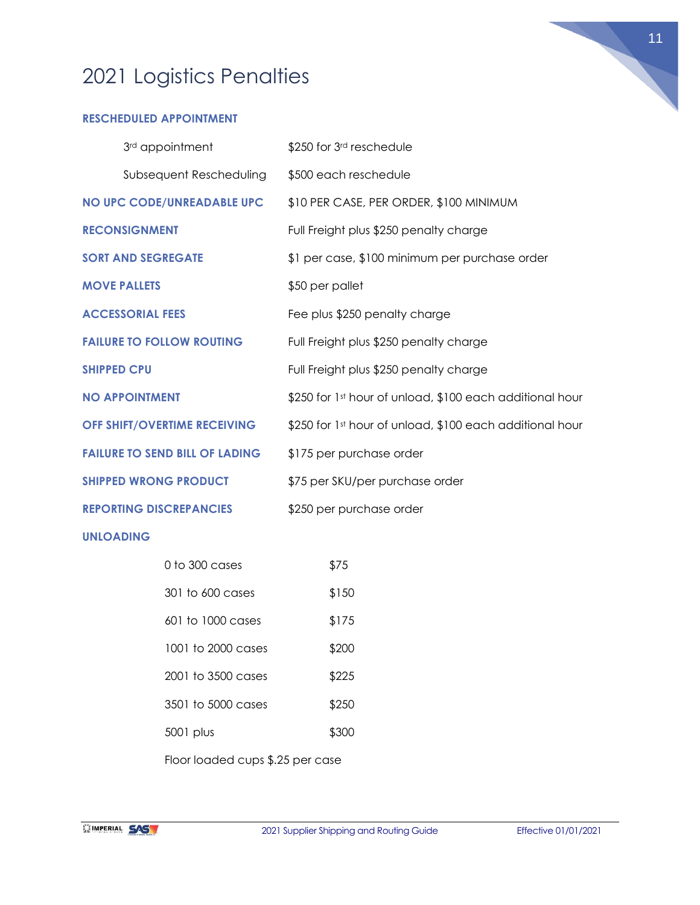# 2021 Logistics Penalties

| | |
|---|---|
| **RESCHEDULED APPOINTMENT** | |
| 3rd appointment | $250 for 3rd reschedule |
| Subsequent Rescheduling | $500 each reschedule |
| **NO UPC CODE/UNREADABLE UPC** | $10 PER CASE, PER ORDER, $100 MINIMUM |
| **RECONSIGNMENT** | Full Freight plus $250 penalty charge |
| **SORT AND SEGREGATE** | $1 per case, $100 minimum per purchase order |
| **MOVE PALLETS** | $50 per pallet |
| **ACCESSORIAL FEES** | Fee plus $250 penalty charge |
| **FAILURE TO FOLLOW ROUTING** | Full Freight plus $250 penalty charge |
| **SHIPPED CPU** | Full Freight plus $250 penalty charge |
| **NO APPOINTMENT** | $250 for 1st hour of unload, $100 each additional hour |
| **OFF SHIFT/OVERTIME RECEIVING** | $250 for 1st hour of unload, $100 each additional hour |
| **FAILURE TO SEND BILL OF LADING** | $175 per purchase order |
| **SHIPPED WRONG PRODUCT** | $75 per SKU/per purchase order |
| **REPORTING DISCREPANCIES** | $250 per purchase order |

**UNLOADING**

| | |
|---|---|
| 0 to 300 cases | $75 |
| 301 to 600 cases | $150 |
| 601 to 1000 cases | $175 |
| 1001 to 2000 cases | $200 |
| 2001 to 3500 cases | $225 |
| 3501 to 5000 cases | $250 |
| 5001 plus | $300 |

Floor loaded cups $.25 per case